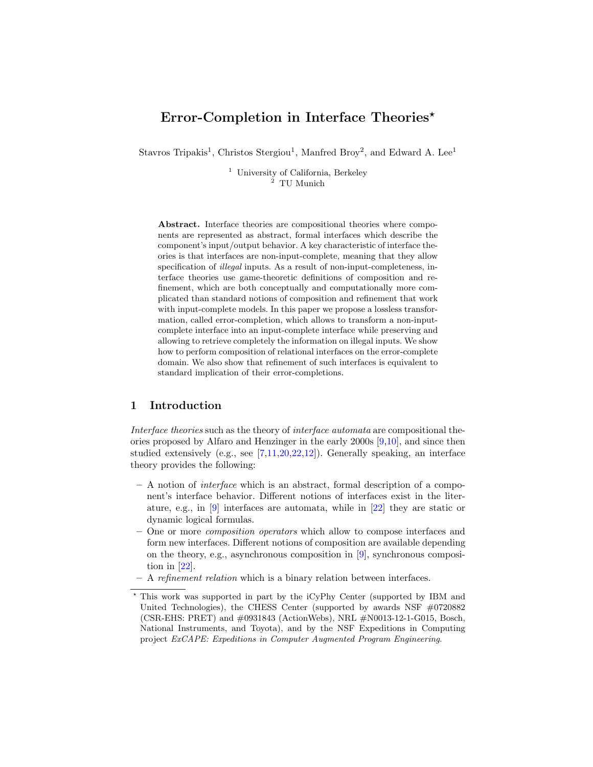# Error-Completion in Interface Theories*

Stavros Tripakis[1], Christos Stergiou[1], Manfred Broy[2], and Edward A. Lee[1]

[1] University of California, Berkeley
[2] TU Munich

**Abstract.** Interface theories are compositional theories where components are represented as abstract, formal interfaces which describe the component's input/output behavior. A key characteristic of interface theories is that interfaces are non-input-complete, meaning that they allow specification of *illegal* inputs. As a result of non-input-completeness, interface theories use game-theoretic definitions of composition and refinement, which are both conceptually and computationally more complicated than standard notions of composition and refinement that work with input-complete models. In this paper we propose a lossless transformation, called error-completion, which allows to transform a non-input-complete interface into an input-complete interface while preserving and allowing to retrieve completely the information on illegal inputs. We show how to perform composition of relational interfaces on the error-complete domain. We also show that refinement of such interfaces is equivalent to standard implication of their error-completions.

## 1 Introduction

*Interface theories* such as the theory of *interface automata* are compositional theories proposed by Alfaro and Henzinger in the early 2000s [9,10], and since then studied extensively (e.g., see [7,11,20,22,12]). Generally speaking, an interface theory provides the following:

- A notion of *interface* which is an abstract, formal description of a component's interface behavior. Different notions of interfaces exist in the literature, e.g., in [9] interfaces are automata, while in [22] they are static or dynamic logical formulas.
- One or more *composition operators* which allow to compose interfaces and form new interfaces. Different notions of composition are available depending on the theory, e.g., asynchronous composition in [9], synchronous composition in [22].
- A *refinement relation* which is a binary relation between interfaces.

* This work was supported in part by the iCyPhy Center (supported by IBM and United Technologies), the CHESS Center (supported by awards NSF #0720882 (CSR-EHS: PRET) and #0931843 (ActionWebs), NRL #N0013-12-1-G015, Bosch, National Instruments, and Toyota), and by the NSF Expeditions in Computing project *ExCAPE: Expeditions in Computer Augmented Program Engineering.*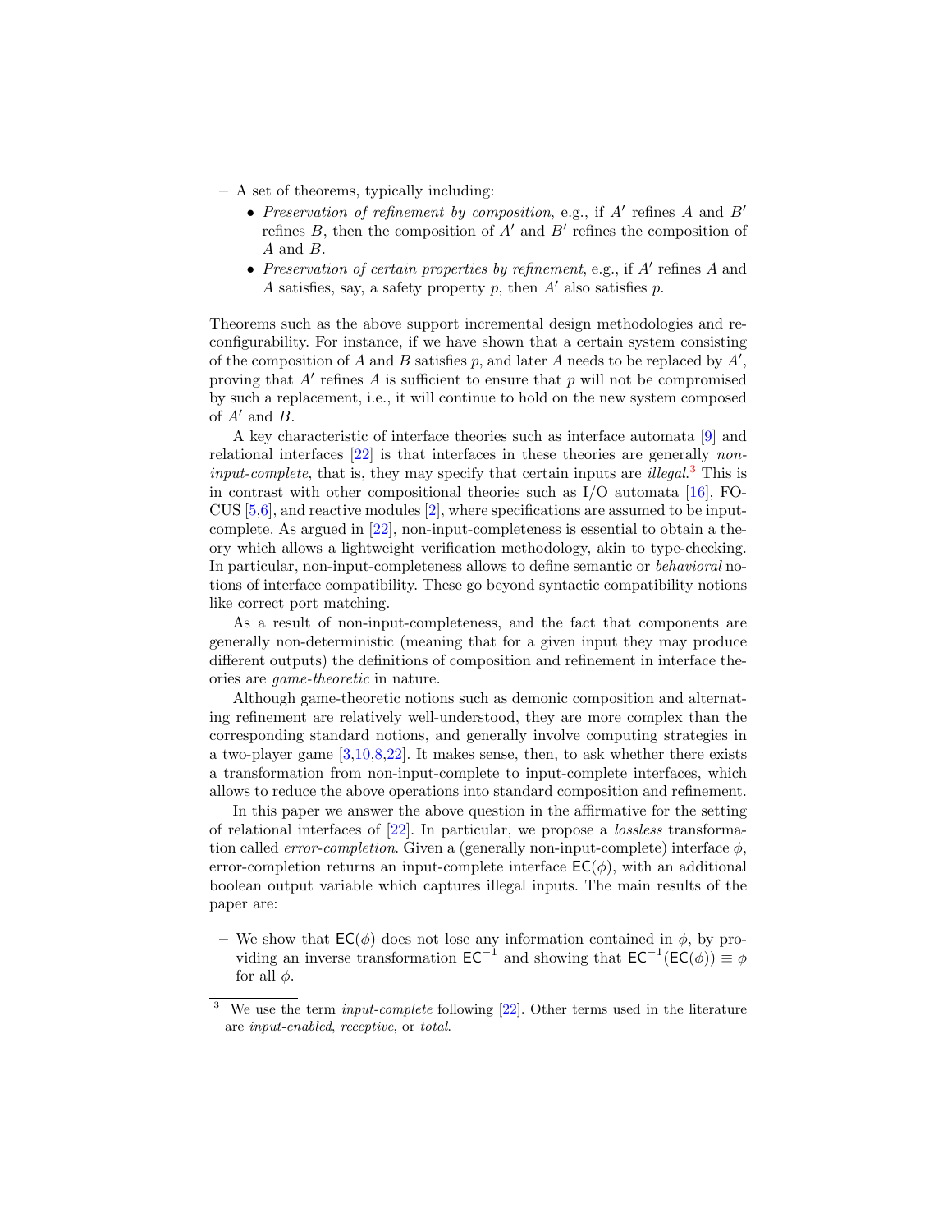– A set of theorems, typically including:
  - *Preservation of refinement by composition*, e.g., if $A'$ refines $A$ and $B'$ refines $B$, then the composition of $A'$ and $B'$ refines the composition of $A$ and $B$.
  - *Preservation of certain properties by refinement*, e.g., if $A'$ refines $A$ and $A$ satisfies, say, a safety property $p$, then $A'$ also satisfies $p$.

Theorems such as the above support incremental design methodologies and reconfigurability. For instance, if we have shown that a certain system consisting of the composition of $A$ and $B$ satisfies $p$, and later $A$ needs to be replaced by $A'$, proving that $A'$ refines $A$ is sufficient to ensure that $p$ will not be compromised by such a replacement, i.e., it will continue to hold on the new system composed of $A'$ and $B$.

A key characteristic of interface theories such as interface automata [9] and relational interfaces [22] is that interfaces in these theories are generally *non-input-complete*, that is, they may specify that certain inputs are *illegal*.[3] This is in contrast with other compositional theories such as I/O automata [16], FOCUS [5,6], and reactive modules [2], where specifications are assumed to be input-complete. As argued in [22], non-input-completeness is essential to obtain a theory which allows a lightweight verification methodology, akin to type-checking. In particular, non-input-completeness allows to define semantic or *behavioral* notions of interface compatibility. These go beyond syntactic compatibility notions like correct port matching.

As a result of non-input-completeness, and the fact that components are generally non-deterministic (meaning that for a given input they may produce different outputs) the definitions of composition and refinement in interface theories are *game-theoretic* in nature.

Although game-theoretic notions such as demonic composition and alternating refinement are relatively well-understood, they are more complex than the corresponding standard notions, and generally involve computing strategies in a two-player game [3,10,8,22]. It makes sense, then, to ask whether there exists a transformation from non-input-complete to input-complete interfaces, which allows to reduce the above operations into standard composition and refinement.

In this paper we answer the above question in the affirmative for the setting of relational interfaces of [22]. In particular, we propose a *lossless* transformation called *error-completion*. Given a (generally non-input-complete) interface $\phi$, error-completion returns an input-complete interface $\mathsf{EC}(\phi)$, with an additional boolean output variable which captures illegal inputs. The main results of the paper are:

– We show that $\mathsf{EC}(\phi)$ does not lose any information contained in $\phi$, by providing an inverse transformation $\mathsf{EC}^{-1}$ and showing that $\mathsf{EC}^{-1}(\mathsf{EC}(\phi)) \equiv \phi$ for all $\phi$.

[3] We use the term *input-complete* following [22]. Other terms used in the literature are *input-enabled*, *receptive*, or *total*.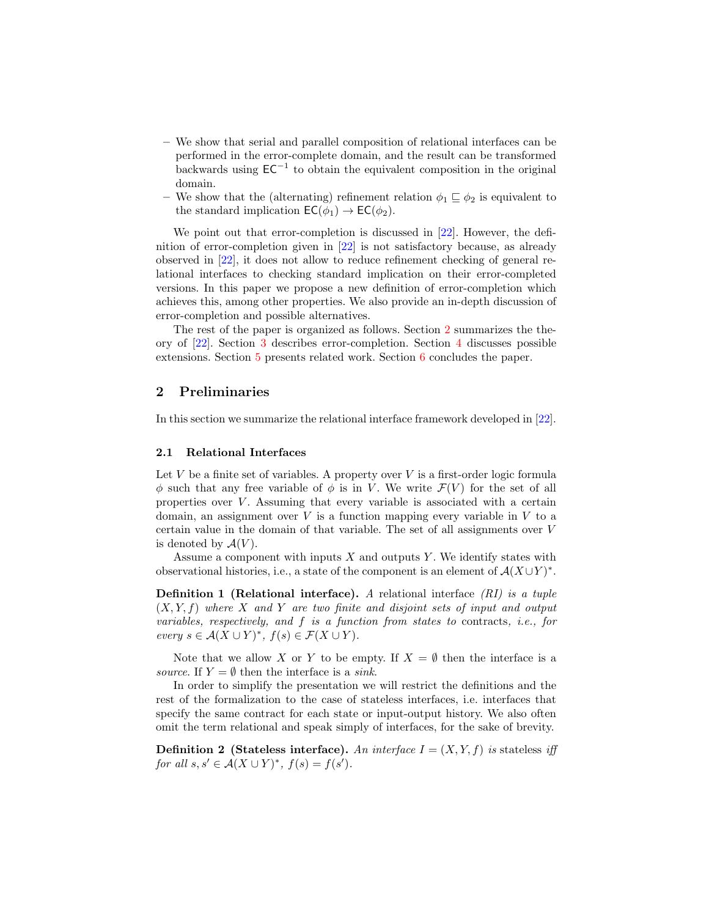– We show that serial and parallel composition of relational interfaces can be performed in the error-complete domain, and the result can be transformed backwards using $\mathsf{EC}^{-1}$ to obtain the equivalent composition in the original domain.
– We show that the (alternating) refinement relation $\phi_1 \sqsubseteq \phi_2$ is equivalent to the standard implication $\mathsf{EC}(\phi_1) \to \mathsf{EC}(\phi_2)$.

We point out that error-completion is discussed in [22]. However, the definition of error-completion given in [22] is not satisfactory because, as already observed in [22], it does not allow to reduce refinement checking of general relational interfaces to checking standard implication on their error-completed versions. In this paper we propose a new definition of error-completion which achieves this, among other properties. We also provide an in-depth discussion of error-completion and possible alternatives.

The rest of the paper is organized as follows. Section 2 summarizes the theory of [22]. Section 3 describes error-completion. Section 4 discusses possible extensions. Section 5 presents related work. Section 6 concludes the paper.

## 2 Preliminaries

In this section we summarize the relational interface framework developed in [22].

### 2.1 Relational Interfaces

Let $V$ be a finite set of variables. A property over $V$ is a first-order logic formula $\phi$ such that any free variable of $\phi$ is in $V$. We write $\mathcal{F}(V)$ for the set of all properties over $V$. Assuming that every variable is associated with a certain domain, an assignment over $V$ is a function mapping every variable in $V$ to a certain value in the domain of that variable. The set of all assignments over $V$ is denoted by $\mathcal{A}(V)$.

Assume a component with inputs $X$ and outputs $Y$. We identify states with observational histories, i.e., a state of the component is an element of $\mathcal{A}(X \cup Y)^*$.

**Definition 1 (Relational interface).** *A relational interface (RI) is a tuple $(X, Y, f)$ where $X$ and $Y$ are two finite and disjoint sets of input and output variables, respectively, and $f$ is a function from states to* contracts, *i.e., for every $s \in \mathcal{A}(X \cup Y)^*$, $f(s) \in \mathcal{F}(X \cup Y)$.*

Note that we allow $X$ or $Y$ to be empty. If $X = \emptyset$ then the interface is a *source*. If $Y = \emptyset$ then the interface is a *sink*.

In order to simplify the presentation we will restrict the definitions and the rest of the formalization to the case of stateless interfaces, i.e. interfaces that specify the same contract for each state or input-output history. We also often omit the term relational and speak simply of interfaces, for the sake of brevity.

**Definition 2 (Stateless interface).** *An interface $I = (X, Y, f)$ is* stateless *iff for all $s, s' \in \mathcal{A}(X \cup Y)^*$, $f(s) = f(s')$.*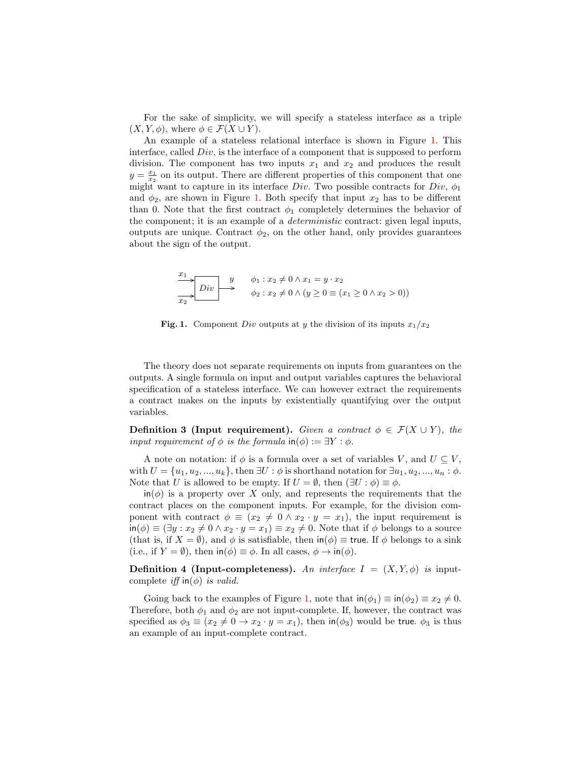For the sake of simplicity, we will specify a stateless interface as a triple $(X, Y, \phi)$, where $\phi \in \mathcal{F}(X \cup Y)$.

An example of a stateless relational interface is shown in Figure 1. This interface, called $Div$, is the interface of a component that is supposed to perform division. The component has two inputs $x_1$ and $x_2$ and produces the result $y = \frac{x_1}{x_2}$ on its output. There are different properties of this component that one might want to capture in its interface $Div$. Two possible contracts for $Div$, $\phi_1$ and $\phi_2$, are shown in Figure 1. Both specify that input $x_2$ has to be different than 0. Note that the first contract $\phi_1$ completely determines the behavior of the component; it is an example of a *deterministic* contract: given legal inputs, outputs are unique. Contract $\phi_2$, on the other hand, only provides guarantees about the sign of the output.

$$\phi_1 : x_2 \neq 0 \wedge x_1 = y \cdot x_2$$
$$\phi_2 : x_2 \neq 0 \wedge (y \geq 0 \equiv (x_1 \geq 0 \wedge x_2 > 0))$$

**Fig. 1.** Component $Div$ outputs at $y$ the division of its inputs $x_1/x_2$

The theory does not separate requirements on inputs from guarantees on the outputs. A single formula on input and output variables captures the behavioral specification of a stateless interface. We can however extract the requirements a contract makes on the inputs by existentially quantifying over the output variables.

**Definition 3 (Input requirement).** *Given a contract $\phi \in \mathcal{F}(X \cup Y)$, the input requirement of $\phi$ is the formula $\mathsf{in}(\phi) := \exists Y : \phi$.*

A note on notation: if $\phi$ is a formula over a set of variables $V$, and $U \subseteq V$, with $U = \{u_1, u_2, ..., u_k\}$, then $\exists U : \phi$ is shorthand notation for $\exists u_1, u_2, ..., u_n : \phi$. Note that $U$ is allowed to be empty. If $U = \emptyset$, then $(\exists U : \phi) \equiv \phi$.

$\mathsf{in}(\phi)$ is a property over $X$ only, and represents the requirements that the contract places on the component inputs. For example, for the division component with contract $\phi \equiv (x_2 \neq 0 \wedge x_2 \cdot y = x_1)$, the input requirement is $\mathsf{in}(\phi) \equiv (\exists y : x_2 \neq 0 \wedge x_2 \cdot y = x_1) \equiv x_2 \neq 0$. Note that if $\phi$ belongs to a source (that is, if $X = \emptyset$), and $\phi$ is satisfiable, then $\mathsf{in}(\phi) \equiv \mathsf{true}$. If $\phi$ belongs to a sink (i.e., if $Y = \emptyset$), then $\mathsf{in}(\phi) \equiv \phi$. In all cases, $\phi \rightarrow \mathsf{in}(\phi)$.

**Definition 4 (Input-completeness).** *An interface $I = (X, Y, \phi)$ is* input-complete *iff $\mathsf{in}(\phi)$ is valid.*

Going back to the examples of Figure 1, note that $\mathsf{in}(\phi_1) \equiv \mathsf{in}(\phi_2) \equiv x_2 \neq 0$. Therefore, both $\phi_1$ and $\phi_2$ are not input-complete. If, however, the contract was specified as $\phi_3 \equiv (x_2 \neq 0 \rightarrow x_2 \cdot y = x_1)$, then $\mathsf{in}(\phi_3)$ would be $\mathsf{true}$. $\phi_3$ is thus an example of an input-complete contract.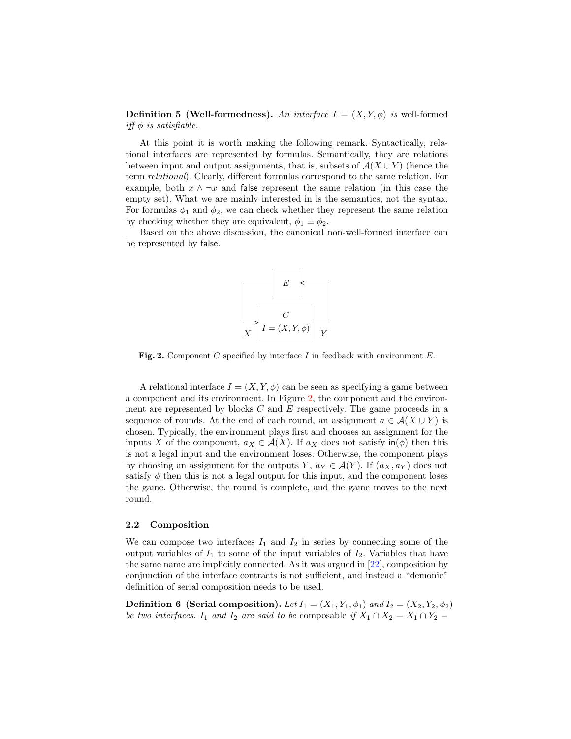**Definition 5 (Well-formedness).** *An interface $I = (X, Y, \phi)$ is* well-formed *iff $\phi$ is satisfiable.*

At this point it is worth making the following remark. Syntactically, relational interfaces are represented by formulas. Semantically, they are relations between input and output assignments, that is, subsets of $\mathcal{A}(X \cup Y)$ (hence the term *relational*). Clearly, different formulas correspond to the same relation. For example, both $x \wedge \neg x$ and $\mathsf{false}$ represent the same relation (in this case the empty set). What we are mainly interested in is the semantics, not the syntax. For formulas $\phi_1$ and $\phi_2$, we can check whether they represent the same relation by checking whether they are equivalent, $\phi_1 \equiv \phi_2$.

Based on the above discussion, the canonical non-well-formed interface can be represented by $\mathsf{false}$.

**Fig. 2.** Component $C$ specified by interface $I$ in feedback with environment $E$.

A relational interface $I = (X, Y, \phi)$ can be seen as specifying a game between a component and its environment. In Figure 2, the component and the environment are represented by blocks $C$ and $E$ respectively. The game proceeds in a sequence of rounds. At the end of each round, an assignment $a \in \mathcal{A}(X \cup Y)$ is chosen. Typically, the environment plays first and chooses an assignment for the inputs $X$ of the component, $a_X \in \mathcal{A}(X)$. If $a_X$ does not satisfy $\mathsf{in}(\phi)$ then this is not a legal input and the environment loses. Otherwise, the component plays by choosing an assignment for the outputs $Y$, $a_Y \in \mathcal{A}(Y)$. If $(a_X, a_Y)$ does not satisfy $\phi$ then this is not a legal output for this input, and the component loses the game. Otherwise, the round is complete, and the game moves to the next round.

### 2.2 Composition

We can compose two interfaces $I_1$ and $I_2$ in series by connecting some of the output variables of $I_1$ to some of the input variables of $I_2$. Variables that have the same name are implicitly connected. As it was argued in [22], composition by conjunction of the interface contracts is not sufficient, and instead a "demonic" definition of serial composition needs to be used.

**Definition 6 (Serial composition).** *Let $I_1 = (X_1, Y_1, \phi_1)$ and $I_2 = (X_2, Y_2, \phi_2)$ be two interfaces. $I_1$ and $I_2$ are said to be* composable *if $X_1 \cap X_2 = X_1 \cap Y_2 =$*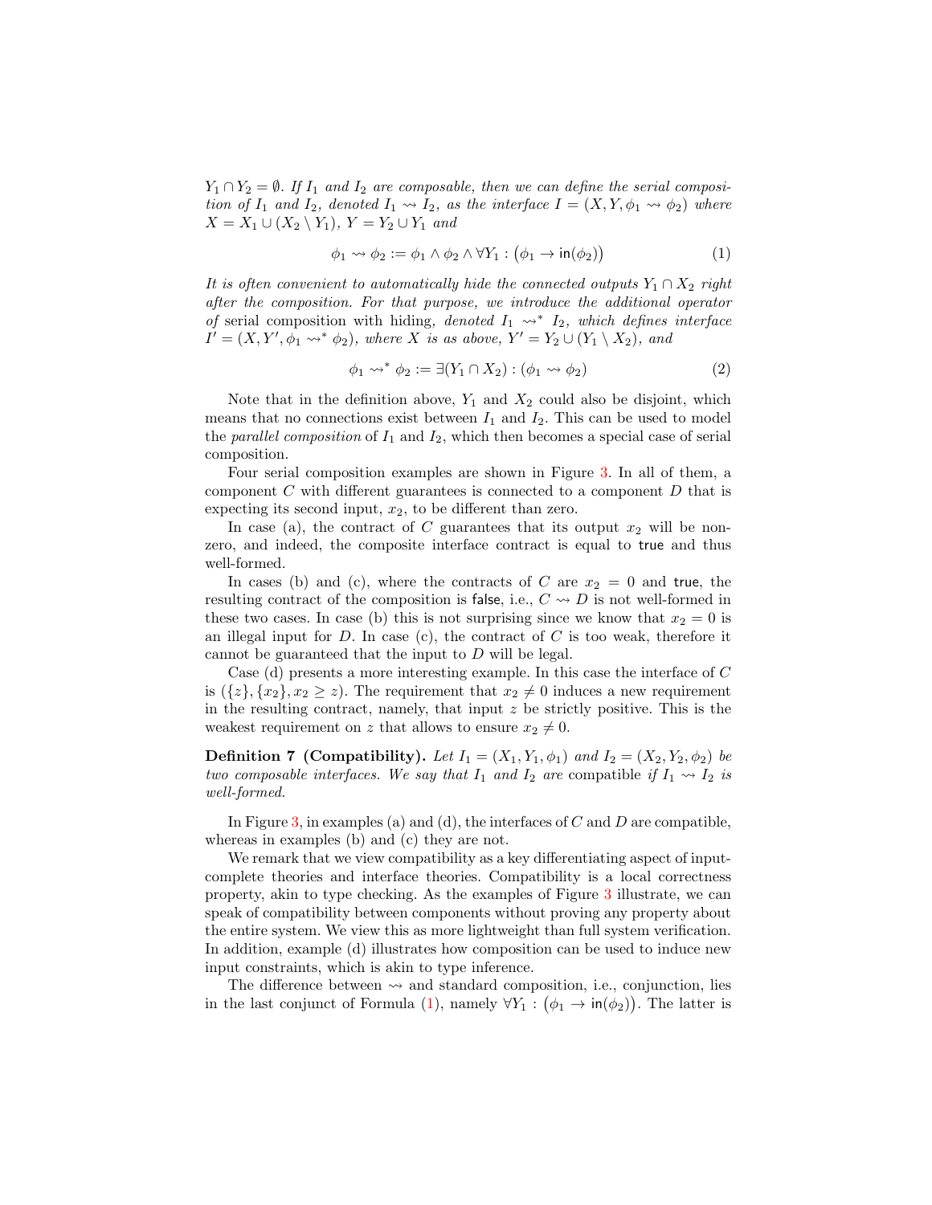*$Y_1 \cap Y_2 = \emptyset$. If $I_1$ and $I_2$ are composable, then we can define the serial composition of $I_1$ and $I_2$, denoted $I_1 \rightsquigarrow I_2$, as the interface $I = (X, Y, \phi_1 \rightsquigarrow \phi_2)$ where $X = X_1 \cup (X_2 \setminus Y_1)$, $Y = Y_2 \cup Y_1$ and*

$$\phi_1 \rightsquigarrow \phi_2 := \phi_1 \wedge \phi_2 \wedge \forall Y_1 : \big(\phi_1 \rightarrow \mathsf{in}(\phi_2)\big) \tag{1}$$

*It is often convenient to automatically hide the connected outputs $Y_1 \cap X_2$ right after the composition. For that purpose, we introduce the additional operator of* serial composition with hiding*, denoted $I_1 \rightsquigarrow^* I_2$, which defines interface $I' = (X, Y', \phi_1 \rightsquigarrow^* \phi_2)$, where $X$ is as above, $Y' = Y_2 \cup (Y_1 \setminus X_2)$, and*

$$\phi_1 \rightsquigarrow^* \phi_2 := \exists (Y_1 \cap X_2) : (\phi_1 \rightsquigarrow \phi_2) \tag{2}$$

Note that in the definition above, $Y_1$ and $X_2$ could also be disjoint, which means that no connections exist between $I_1$ and $I_2$. This can be used to model the *parallel composition* of $I_1$ and $I_2$, which then becomes a special case of serial composition.

Four serial composition examples are shown in Figure 3. In all of them, a component $C$ with different guarantees is connected to a component $D$ that is expecting its second input, $x_2$, to be different than zero.

In case (a), the contract of $C$ guarantees that its output $x_2$ will be non-zero, and indeed, the composite interface contract is equal to $\mathsf{true}$ and thus well-formed.

In cases (b) and (c), where the contracts of $C$ are $x_2 = 0$ and $\mathsf{true}$, the resulting contract of the composition is $\mathsf{false}$, i.e., $C \rightsquigarrow D$ is not well-formed in these two cases. In case (b) this is not surprising since we know that $x_2 = 0$ is an illegal input for $D$. In case (c), the contract of $C$ is too weak, therefore it cannot be guaranteed that the input to $D$ will be legal.

Case (d) presents a more interesting example. In this case the interface of $C$ is $(\{z\}, \{x_2\}, x_2 \geq z)$. The requirement that $x_2 \neq 0$ induces a new requirement in the resulting contract, namely, that input $z$ be strictly positive. This is the weakest requirement on $z$ that allows to ensure $x_2 \neq 0$.

**Definition 7 (Compatibility).** *Let $I_1 = (X_1, Y_1, \phi_1)$ and $I_2 = (X_2, Y_2, \phi_2)$ be two composable interfaces. We say that $I_1$ and $I_2$ are* compatible *if $I_1 \rightsquigarrow I_2$ is well-formed.*

In Figure 3, in examples (a) and (d), the interfaces of $C$ and $D$ are compatible, whereas in examples (b) and (c) they are not.

We remark that we view compatibility as a key differentiating aspect of input-complete theories and interface theories. Compatibility is a local correctness property, akin to type checking. As the examples of Figure 3 illustrate, we can speak of compatibility between components without proving any property about the entire system. We view this as more lightweight than full system verification. In addition, example (d) illustrates how composition can be used to induce new input constraints, which is akin to type inference.

The difference between $\rightsquigarrow$ and standard composition, i.e., conjunction, lies in the last conjunct of Formula (1), namely $\forall Y_1 : \big(\phi_1 \rightarrow \mathsf{in}(\phi_2)\big)$. The latter is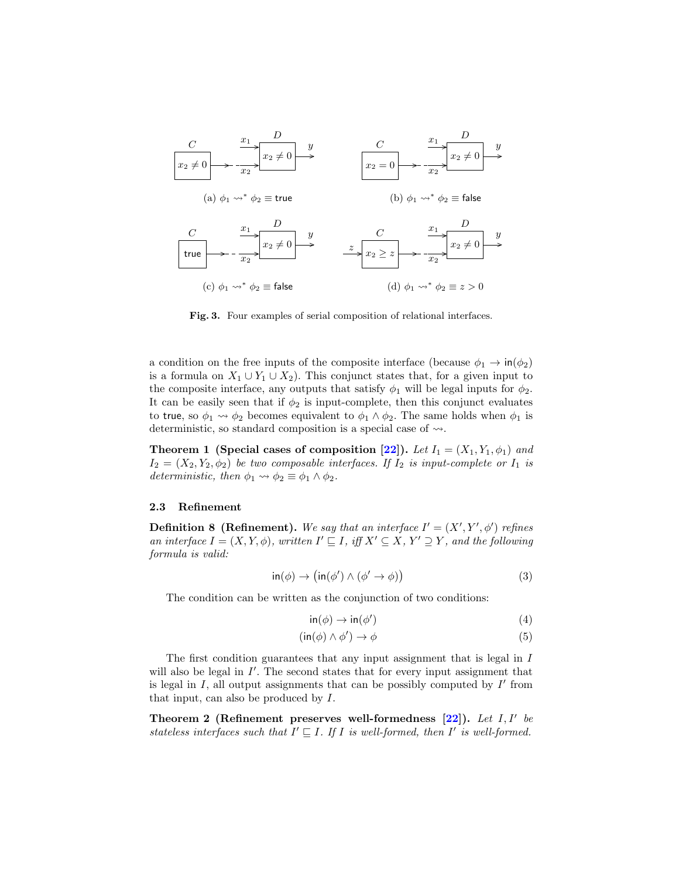(a) $\phi_1 \rightsquigarrow^* \phi_2 \equiv \mathsf{true}$

(b) $\phi_1 \rightsquigarrow^* \phi_2 \equiv \mathsf{false}$

(c) $\phi_1 \rightsquigarrow^* \phi_2 \equiv \mathsf{false}$

(d) $\phi_1 \rightsquigarrow^* \phi_2 \equiv z > 0$

**Fig. 3.** Four examples of serial composition of relational interfaces.

a condition on the free inputs of the composite interface (because $\phi_1 \rightarrow \mathsf{in}(\phi_2)$ is a formula on $X_1 \cup Y_1 \cup X_2$). This conjunct states that, for a given input to the composite interface, any outputs that satisfy $\phi_1$ will be legal inputs for $\phi_2$. It can be easily seen that if $\phi_2$ is input-complete, then this conjunct evaluates to $\mathsf{true}$, so $\phi_1 \rightsquigarrow \phi_2$ becomes equivalent to $\phi_1 \wedge \phi_2$. The same holds when $\phi_1$ is deterministic, so standard composition is a special case of $\rightsquigarrow$.

**Theorem 1 (Special cases of composition [22]).** *Let $I_1 = (X_1, Y_1, \phi_1)$ and $I_2 = (X_2, Y_2, \phi_2)$ be two composable interfaces. If $I_2$ is input-complete or $I_1$ is deterministic, then $\phi_1 \rightsquigarrow \phi_2 \equiv \phi_1 \wedge \phi_2$.*

### 2.3 Refinement

**Definition 8 (Refinement).** *We say that an interface $I' = (X', Y', \phi')$ refines an interface $I = (X, Y, \phi)$, written $I' \sqsubseteq I$, iff $X' \subseteq X$, $Y' \supseteq Y$, and the following formula is valid:*

$$\mathsf{in}(\phi) \rightarrow \big(\mathsf{in}(\phi') \wedge (\phi' \rightarrow \phi)\big) \tag{3}$$

The condition can be written as the conjunction of two conditions:

$$\mathsf{in}(\phi) \rightarrow \mathsf{in}(\phi') \tag{4}$$

$$(\mathsf{in}(\phi) \wedge \phi') \rightarrow \phi \tag{5}$$

The first condition guarantees that any input assignment that is legal in $I$ will also be legal in $I'$. The second states that for every input assignment that is legal in $I$, all output assignments that can be possibly computed by $I'$ from that input, can also be produced by $I$.

**Theorem 2 (Refinement preserves well-formedness [22]).** *Let $I, I'$ be stateless interfaces such that $I' \sqsubseteq I$. If $I$ is well-formed, then $I'$ is well-formed.*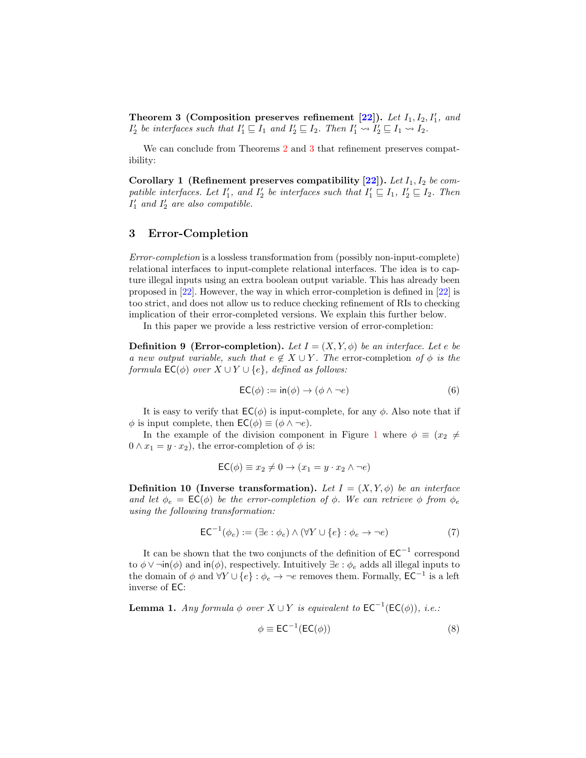**Theorem 3 (Composition preserves refinement [22]).** *Let $I_1, I_2, I_1'$, and $I_2'$ be interfaces such that $I_1' \sqsubseteq I_1$ and $I_2' \sqsubseteq I_2$. Then $I_1' \rightsquigarrow I_2' \sqsubseteq I_1 \rightsquigarrow I_2$.*

We can conclude from Theorems 2 and 3 that refinement preserves compatibility:

**Corollary 1 (Refinement preserves compatibility [22]).** *Let $I_1, I_2$ be compatible interfaces. Let $I_1'$, and $I_2'$ be interfaces such that $I_1' \sqsubseteq I_1$, $I_2' \sqsubseteq I_2$. Then $I_1'$ and $I_2'$ are also compatible.*

## 3 Error-Completion

*Error-completion* is a lossless transformation from (possibly non-input-complete) relational interfaces to input-complete relational interfaces. The idea is to capture illegal inputs using an extra boolean output variable. This has already been proposed in [22]. However, the way in which error-completion is defined in [22] is too strict, and does not allow us to reduce checking refinement of RIs to checking implication of their error-completed versions. We explain this further below.

In this paper we provide a less restrictive version of error-completion:

**Definition 9 (Error-completion).** *Let $I = (X, Y, \phi)$ be an interface. Let $e$ be a new output variable, such that $e \notin X \cup Y$. The* error-completion *of $\phi$ is the formula $\mathsf{EC}(\phi)$ over $X \cup Y \cup \{e\}$, defined as follows:*

$$\mathsf{EC}(\phi) := \mathsf{in}(\phi) \rightarrow (\phi \wedge \neg e) \tag{6}$$

It is easy to verify that $\mathsf{EC}(\phi)$ is input-complete, for any $\phi$. Also note that if $\phi$ is input complete, then $\mathsf{EC}(\phi) \equiv (\phi \wedge \neg e)$.

In the example of the division component in Figure 1 where $\phi \equiv (x_2 \neq 0 \wedge x_1 = y \cdot x_2)$, the error-completion of $\phi$ is:

$$\mathsf{EC}(\phi) \equiv x_2 \neq 0 \rightarrow (x_1 = y \cdot x_2 \wedge \neg e)$$

**Definition 10 (Inverse transformation).** *Let $I = (X, Y, \phi)$ be an interface and let $\phi_e = \mathsf{EC}(\phi)$ be the error-completion of $\phi$. We can retrieve $\phi$ from $\phi_e$ using the following transformation:*

$$\mathsf{EC}^{-1}(\phi_e) := (\exists e : \phi_e) \wedge (\forall Y \cup \{e\} : \phi_e \rightarrow \neg e) \tag{7}$$

It can be shown that the two conjuncts of the definition of $\mathsf{EC}^{-1}$ correspond to $\phi \vee \neg \mathsf{in}(\phi)$ and $\mathsf{in}(\phi)$, respectively. Intuitively $\exists e : \phi_e$ adds all illegal inputs to the domain of $\phi$ and $\forall Y \cup \{e\} : \phi_e \rightarrow \neg e$ removes them. Formally, $\mathsf{EC}^{-1}$ is a left inverse of $\mathsf{EC}$:

**Lemma 1.** *Any formula $\phi$ over $X \cup Y$ is equivalent to $\mathsf{EC}^{-1}(\mathsf{EC}(\phi))$, i.e.:*

$$\phi \equiv \mathsf{EC}^{-1}(\mathsf{EC}(\phi)) \tag{8}$$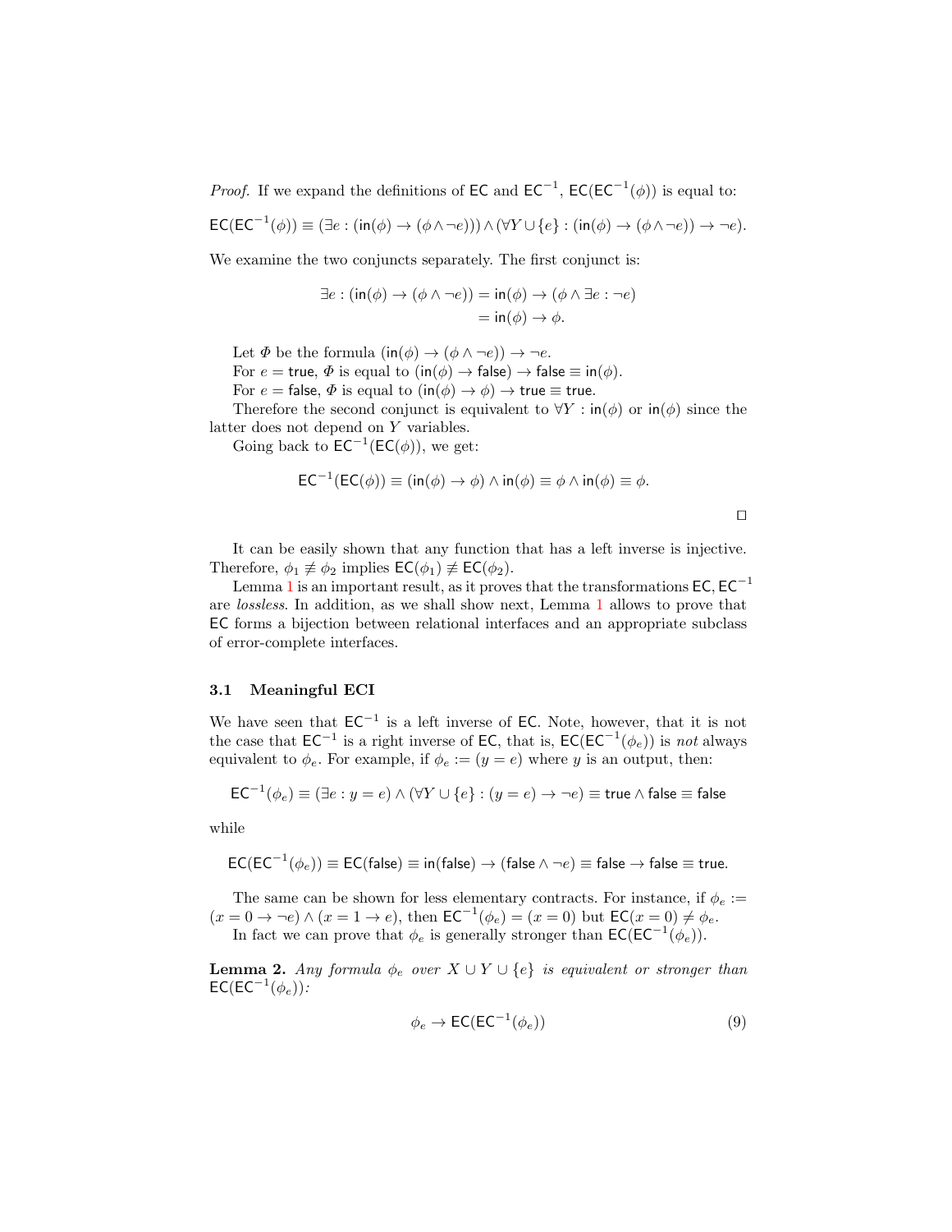*Proof.* If we expand the definitions of $\mathsf{EC}$ and $\mathsf{EC}^{-1}$, $\mathsf{EC}(\mathsf{EC}^{-1}(\phi))$ is equal to:

$$\mathsf{EC}(\mathsf{EC}^{-1}(\phi)) \equiv (\exists e : (\mathsf{in}(\phi) \to (\phi \wedge \neg e))) \wedge (\forall Y \cup \{e\} : (\mathsf{in}(\phi) \to (\phi \wedge \neg e)) \to \neg e).$$

We examine the two conjuncts separately. The first conjunct is:

$$\begin{aligned}\exists e : (\mathsf{in}(\phi) \to (\phi \wedge \neg e)) &= \mathsf{in}(\phi) \to (\phi \wedge \exists e : \neg e) \\ &= \mathsf{in}(\phi) \to \phi.\end{aligned}$$

Let $\Phi$ be the formula $(\mathsf{in}(\phi) \to (\phi \wedge \neg e)) \to \neg e$.

For $e = \mathsf{true}$, $\Phi$ is equal to $(\mathsf{in}(\phi) \to \mathsf{false}) \to \mathsf{false} \equiv \mathsf{in}(\phi)$.

For $e = \mathsf{false}$, $\Phi$ is equal to $(\mathsf{in}(\phi) \to \phi) \to \mathsf{true} \equiv \mathsf{true}$.

Therefore the second conjunct is equivalent to $\forall Y : \mathsf{in}(\phi)$ or $\mathsf{in}(\phi)$ since the latter does not depend on $Y$ variables.

Going back to $\mathsf{EC}^{-1}(\mathsf{EC}(\phi))$, we get:

$$\mathsf{EC}^{-1}(\mathsf{EC}(\phi)) \equiv (\mathsf{in}(\phi) \to \phi) \wedge \mathsf{in}(\phi) \equiv \phi \wedge \mathsf{in}(\phi) \equiv \phi.$$

□

It can be easily shown that any function that has a left inverse is injective. Therefore, $\phi_1 \not\equiv \phi_2$ implies $\mathsf{EC}(\phi_1) \not\equiv \mathsf{EC}(\phi_2)$.

Lemma 1 is an important result, as it proves that the transformations $\mathsf{EC}, \mathsf{EC}^{-1}$ are *lossless*. In addition, as we shall show next, Lemma 1 allows to prove that $\mathsf{EC}$ forms a bijection between relational interfaces and an appropriate subclass of error-complete interfaces.

### 3.1 Meaningful ECI

We have seen that $\mathsf{EC}^{-1}$ is a left inverse of $\mathsf{EC}$. Note, however, that it is not the case that $\mathsf{EC}^{-1}$ is a right inverse of $\mathsf{EC}$, that is, $\mathsf{EC}(\mathsf{EC}^{-1}(\phi_e))$ is *not* always equivalent to $\phi_e$. For example, if $\phi_e := (y = e)$ where $y$ is an output, then:

$$\mathsf{EC}^{-1}(\phi_e) \equiv (\exists e : y = e) \wedge (\forall Y \cup \{e\} : (y = e) \to \neg e) \equiv \mathsf{true} \wedge \mathsf{false} \equiv \mathsf{false}$$

while

$$\mathsf{EC}(\mathsf{EC}^{-1}(\phi_e)) \equiv \mathsf{EC}(\mathsf{false}) \equiv \mathsf{in}(\mathsf{false}) \to (\mathsf{false} \wedge \neg e) \equiv \mathsf{false} \to \mathsf{false} \equiv \mathsf{true}.$$

The same can be shown for less elementary contracts. For instance, if $\phi_e := (x = 0 \to \neg e) \wedge (x = 1 \to e)$, then $\mathsf{EC}^{-1}(\phi_e) = (x = 0)$ but $\mathsf{EC}(x = 0) \neq \phi_e$.

In fact we can prove that $\phi_e$ is generally stronger than $\mathsf{EC}(\mathsf{EC}^{-1}(\phi_e))$.

**Lemma 2.** *Any formula $\phi_e$ over $X \cup Y \cup \{e\}$ is equivalent or stronger than $\mathsf{EC}(\mathsf{EC}^{-1}(\phi_e))$:*

$$\phi_e \to \mathsf{EC}(\mathsf{EC}^{-1}(\phi_e)) \tag{9}$$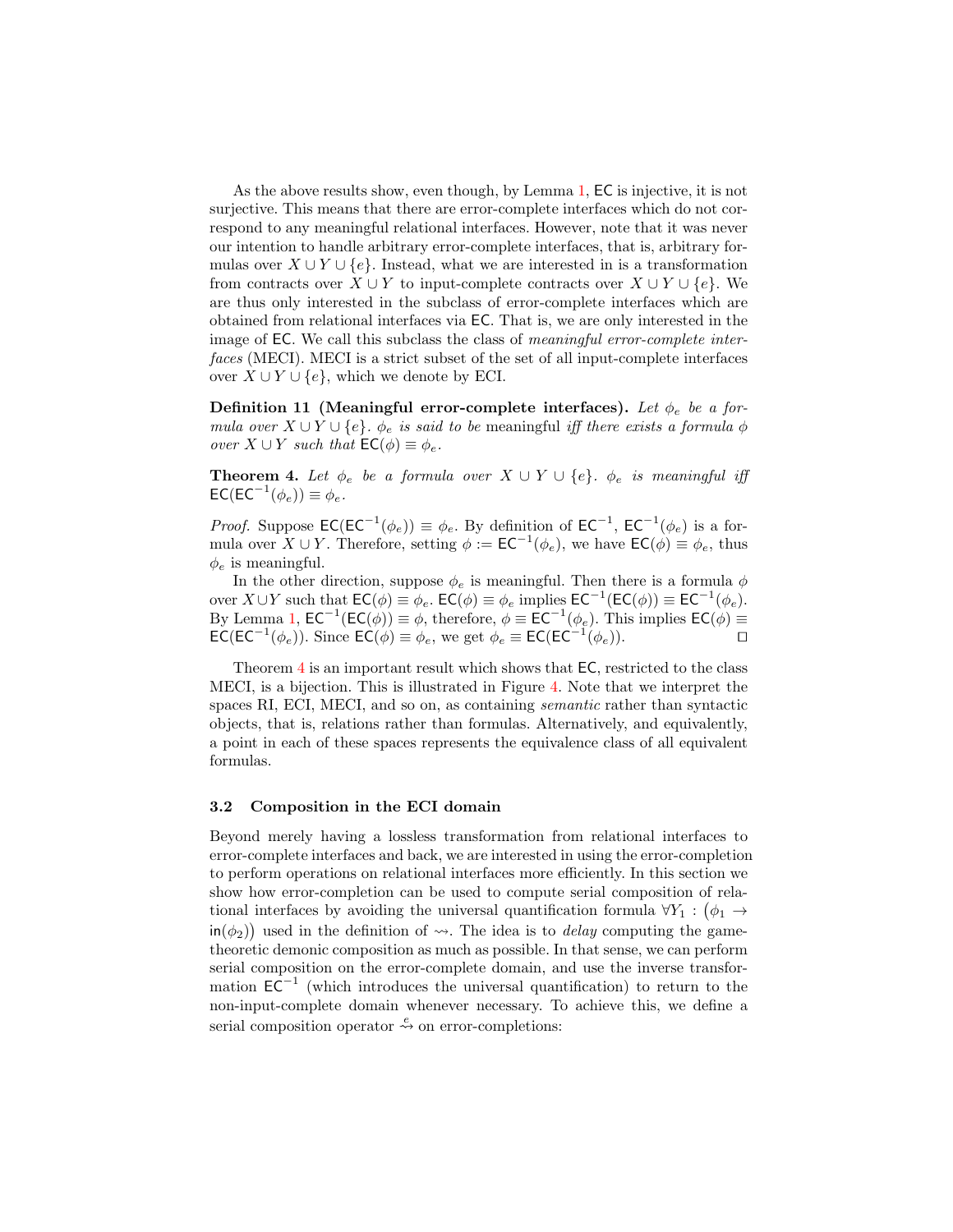As the above results show, even though, by Lemma 1, $\mathsf{EC}$ is injective, it is not surjective. This means that there are error-complete interfaces which do not correspond to any meaningful relational interfaces. However, note that it was never our intention to handle arbitrary error-complete interfaces, that is, arbitrary formulas over $X \cup Y \cup \{e\}$. Instead, what we are interested in is a transformation from contracts over $X \cup Y$ to input-complete contracts over $X \cup Y \cup \{e\}$. We are thus only interested in the subclass of error-complete interfaces which are obtained from relational interfaces via $\mathsf{EC}$. That is, we are only interested in the image of $\mathsf{EC}$. We call this subclass the class of *meaningful error-complete interfaces* (MECI). MECI is a strict subset of the set of all input-complete interfaces over $X \cup Y \cup \{e\}$, which we denote by ECI.

**Definition 11 (Meaningful error-complete interfaces).** *Let $\phi_e$ be a formula over $X \cup Y \cup \{e\}$. $\phi_e$ is said to be* meaningful *iff there exists a formula $\phi$ over $X \cup Y$ such that $\mathsf{EC}(\phi) \equiv \phi_e$.*

**Theorem 4.** *Let $\phi_e$ be a formula over $X \cup Y \cup \{e\}$. $\phi_e$ is meaningful iff $\mathsf{EC}(\mathsf{EC}^{-1}(\phi_e)) \equiv \phi_e$.*

*Proof.* Suppose $\mathsf{EC}(\mathsf{EC}^{-1}(\phi_e)) \equiv \phi_e$. By definition of $\mathsf{EC}^{-1}$, $\mathsf{EC}^{-1}(\phi_e)$ is a formula over $X \cup Y$. Therefore, setting $\phi := \mathsf{EC}^{-1}(\phi_e)$, we have $\mathsf{EC}(\phi) \equiv \phi_e$, thus $\phi_e$ is meaningful.

In the other direction, suppose $\phi_e$ is meaningful. Then there is a formula $\phi$ over $X \cup Y$ such that $\mathsf{EC}(\phi) \equiv \phi_e$. $\mathsf{EC}(\phi) \equiv \phi_e$ implies $\mathsf{EC}^{-1}(\mathsf{EC}(\phi)) \equiv \mathsf{EC}^{-1}(\phi_e)$. By Lemma 1, $\mathsf{EC}^{-1}(\mathsf{EC}(\phi)) \equiv \phi$, therefore, $\phi \equiv \mathsf{EC}^{-1}(\phi_e)$. This implies $\mathsf{EC}(\phi) \equiv \mathsf{EC}(\mathsf{EC}^{-1}(\phi_e))$. Since $\mathsf{EC}(\phi) \equiv \phi_e$, we get $\phi_e \equiv \mathsf{EC}(\mathsf{EC}^{-1}(\phi_e))$. ◻

Theorem 4 is an important result which shows that $\mathsf{EC}$, restricted to the class MECI, is a bijection. This is illustrated in Figure 4. Note that we interpret the spaces RI, ECI, MECI, and so on, as containing *semantic* rather than syntactic objects, that is, relations rather than formulas. Alternatively, and equivalently, a point in each of these spaces represents the equivalence class of all equivalent formulas.

### 3.2 Composition in the ECI domain

Beyond merely having a lossless transformation from relational interfaces to error-complete interfaces and back, we are interested in using the error-completion to perform operations on relational interfaces more efficiently. In this section we show how error-completion can be used to compute serial composition of relational interfaces by avoiding the universal quantification formula $\forall Y_1 : \big(\phi_1 \rightarrow \mathsf{in}(\phi_2)\big)$ used in the definition of $\rightsquigarrow$. The idea is to *delay* computing the game-theoretic demonic composition as much as possible. In that sense, we can perform serial composition on the error-complete domain, and use the inverse transformation $\mathsf{EC}^{-1}$ (which introduces the universal quantification) to return to the non-input-complete domain whenever necessary. To achieve this, we define a serial composition operator $\overset{e}{\rightsquigarrow}$ on error-completions: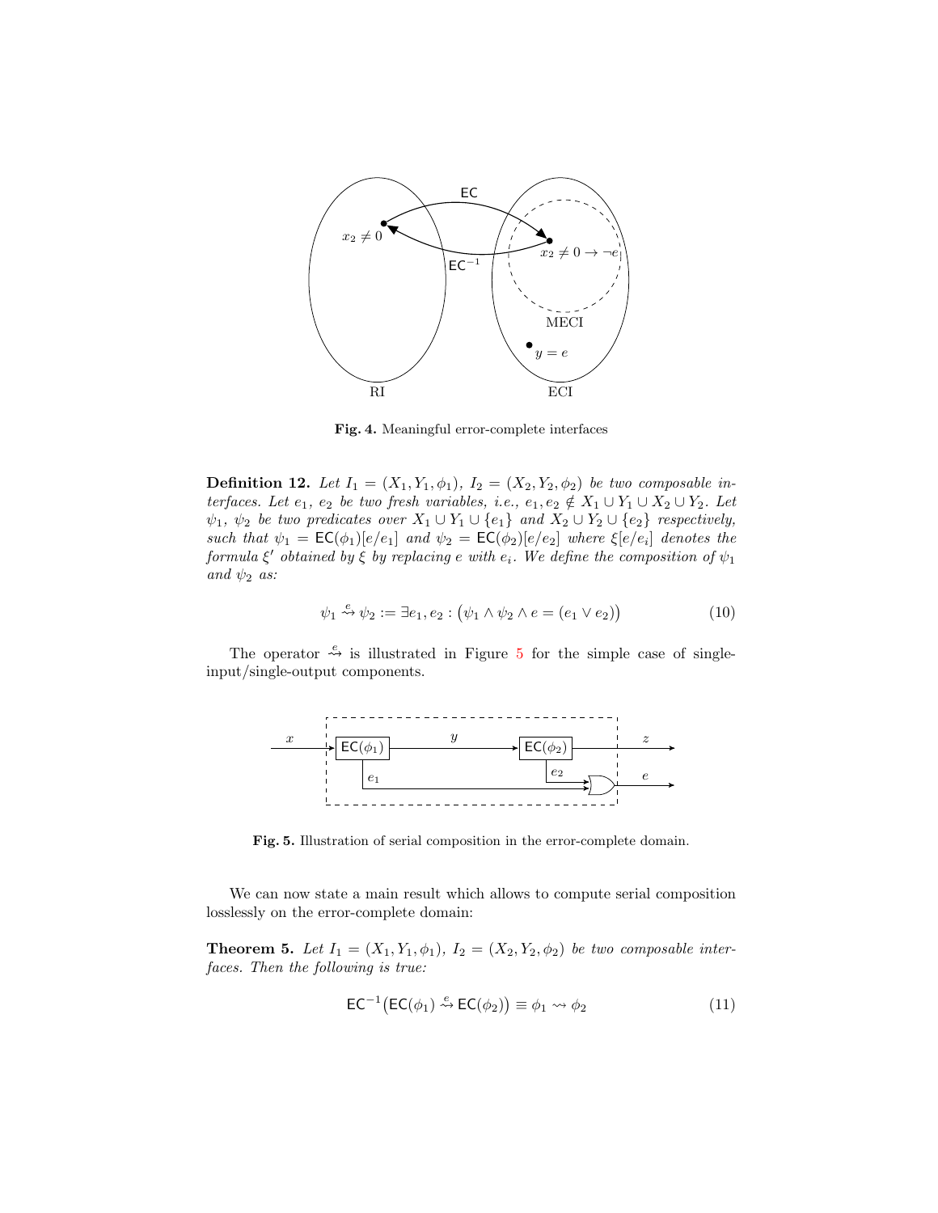**Fig. 4.** Meaningful error-complete interfaces

**Definition 12.** *Let $I_1 = (X_1, Y_1, \phi_1)$, $I_2 = (X_2, Y_2, \phi_2)$ be two composable interfaces. Let $e_1$, $e_2$ be two fresh variables, i.e., $e_1, e_2 \notin X_1 \cup Y_1 \cup X_2 \cup Y_2$. Let $\psi_1$, $\psi_2$ be two predicates over $X_1 \cup Y_1 \cup \{e_1\}$ and $X_2 \cup Y_2 \cup \{e_2\}$ respectively, such that $\psi_1 = \mathsf{EC}(\phi_1)[e/e_1]$ and $\psi_2 = \mathsf{EC}(\phi_2)[e/e_2]$ where $\xi[e/e_i]$ denotes the formula $\xi'$ obtained by $\xi$ by replacing $e$ with $e_i$. We define the composition of $\psi_1$ and $\psi_2$ as:*

$$\psi_1 \overset{e}{\leadsto} \psi_2 := \exists e_1, e_2 : \big(\psi_1 \wedge \psi_2 \wedge e = (e_1 \vee e_2)\big) \tag{10}$$

The operator $\overset{e}{\leadsto}$ is illustrated in Figure 5 for the simple case of single-input/single-output components.

**Fig. 5.** Illustration of serial composition in the error-complete domain.

We can now state a main result which allows to compute serial composition losslessly on the error-complete domain:

**Theorem 5.** *Let $I_1 = (X_1, Y_1, \phi_1)$, $I_2 = (X_2, Y_2, \phi_2)$ be two composable interfaces. Then the following is true:*

$$\mathsf{EC}^{-1}\big(\mathsf{EC}(\phi_1) \overset{e}{\leadsto} \mathsf{EC}(\phi_2)\big) \equiv \phi_1 \leadsto \phi_2 \tag{11}$$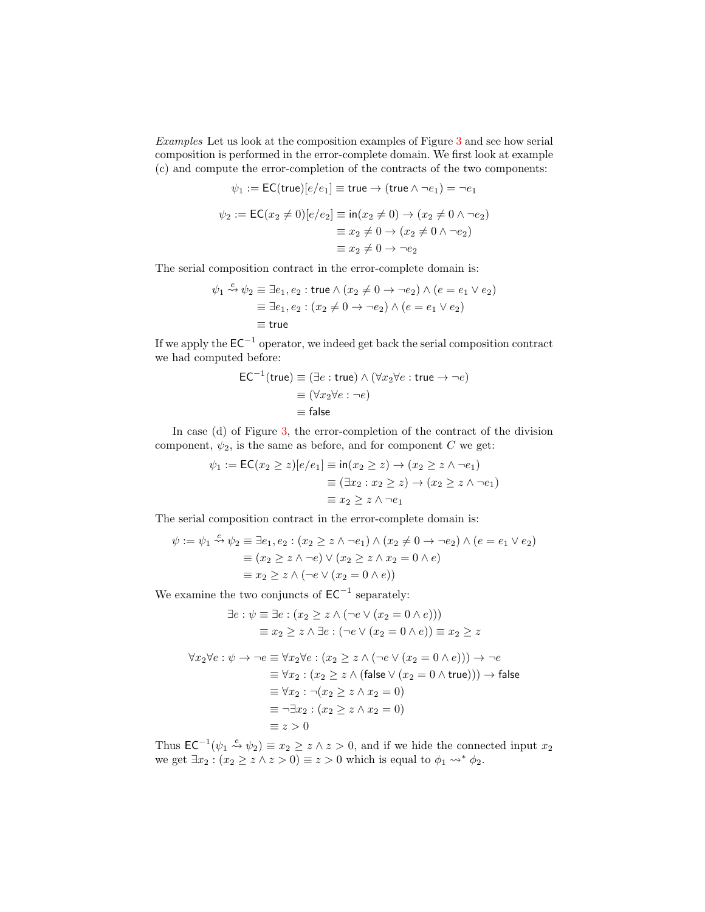*Examples* Let us look at the composition examples of Figure 3 and see how serial composition is performed in the error-complete domain. We first look at example (c) and compute the error-completion of the contracts of the two components:

$$\psi_1 := \mathsf{EC}(\mathsf{true})[e/e_1] \equiv \mathsf{true} \to (\mathsf{true} \wedge \neg e_1) = \neg e_1$$

$$\begin{aligned}\psi_2 := \mathsf{EC}(x_2 \neq 0)[e/e_2] &\equiv \mathsf{in}(x_2 \neq 0) \to (x_2 \neq 0 \wedge \neg e_2)\\ &\equiv x_2 \neq 0 \to (x_2 \neq 0 \wedge \neg e_2)\\ &\equiv x_2 \neq 0 \to \neg e_2\end{aligned}$$

The serial composition contract in the error-complete domain is:

$$\begin{aligned}\psi_1 \overset{e}{\rightsquigarrow} \psi_2 &\equiv \exists e_1, e_2 : \mathsf{true} \wedge (x_2 \neq 0 \to \neg e_2) \wedge (e = e_1 \vee e_2)\\ &\equiv \exists e_1, e_2 : (x_2 \neq 0 \to \neg e_2) \wedge (e = e_1 \vee e_2)\\ &\equiv \mathsf{true}\end{aligned}$$

If we apply the $\mathsf{EC}^{-1}$ operator, we indeed get back the serial composition contract we had computed before:

$$\begin{aligned}\mathsf{EC}^{-1}(\mathsf{true}) &\equiv (\exists e : \mathsf{true}) \wedge (\forall x_2 \forall e : \mathsf{true} \to \neg e)\\ &\equiv (\forall x_2 \forall e : \neg e)\\ &\equiv \mathsf{false}\end{aligned}$$

In case (d) of Figure 3, the error-completion of the contract of the division component, $\psi_2$, is the same as before, and for component $C$ we get:

$$\begin{aligned}\psi_1 := \mathsf{EC}(x_2 \geq z)[e/e_1] &\equiv \mathsf{in}(x_2 \geq z) \to (x_2 \geq z \wedge \neg e_1)\\ &\equiv (\exists x_2 : x_2 \geq z) \to (x_2 \geq z \wedge \neg e_1)\\ &\equiv x_2 \geq z \wedge \neg e_1\end{aligned}$$

The serial composition contract in the error-complete domain is:

$$\begin{aligned}\psi := \psi_1 \overset{e}{\rightsquigarrow} \psi_2 &\equiv \exists e_1, e_2 : (x_2 \geq z \wedge \neg e_1) \wedge (x_2 \neq 0 \to \neg e_2) \wedge (e = e_1 \vee e_2)\\ &\equiv (x_2 \geq z \wedge \neg e) \vee (x_2 \geq z \wedge x_2 = 0 \wedge e)\\ &\equiv x_2 \geq z \wedge (\neg e \vee (x_2 = 0 \wedge e))\end{aligned}$$

We examine the two conjuncts of $\mathsf{EC}^{-1}$ separately:

$$\begin{aligned}\exists e : \psi &\equiv \exists e : (x_2 \geq z \wedge (\neg e \vee (x_2 = 0 \wedge e)))\\ &\equiv x_2 \geq z \wedge \exists e : (\neg e \vee (x_2 = 0 \wedge e)) \equiv x_2 \geq z\end{aligned}$$

$$\begin{aligned}\forall x_2 \forall e : \psi \to \neg e &\equiv \forall x_2 \forall e : (x_2 \geq z \wedge (\neg e \vee (x_2 = 0 \wedge e))) \to \neg e\\ &\equiv \forall x_2 : (x_2 \geq z \wedge (\mathsf{false} \vee (x_2 = 0 \wedge \mathsf{true}))) \to \mathsf{false}\\ &\equiv \forall x_2 : \neg(x_2 \geq z \wedge x_2 = 0)\\ &\equiv \neg \exists x_2 : (x_2 \geq z \wedge x_2 = 0)\\ &\equiv z > 0\end{aligned}$$

Thus $\mathsf{EC}^{-1}(\psi_1 \overset{e}{\rightsquigarrow} \psi_2) \equiv x_2 \geq z \wedge z > 0$, and if we hide the connected input $x_2$ we get $\exists x_2 : (x_2 \geq z \wedge z > 0) \equiv z > 0$ which is equal to $\phi_1 \rightsquigarrow^* \phi_2$.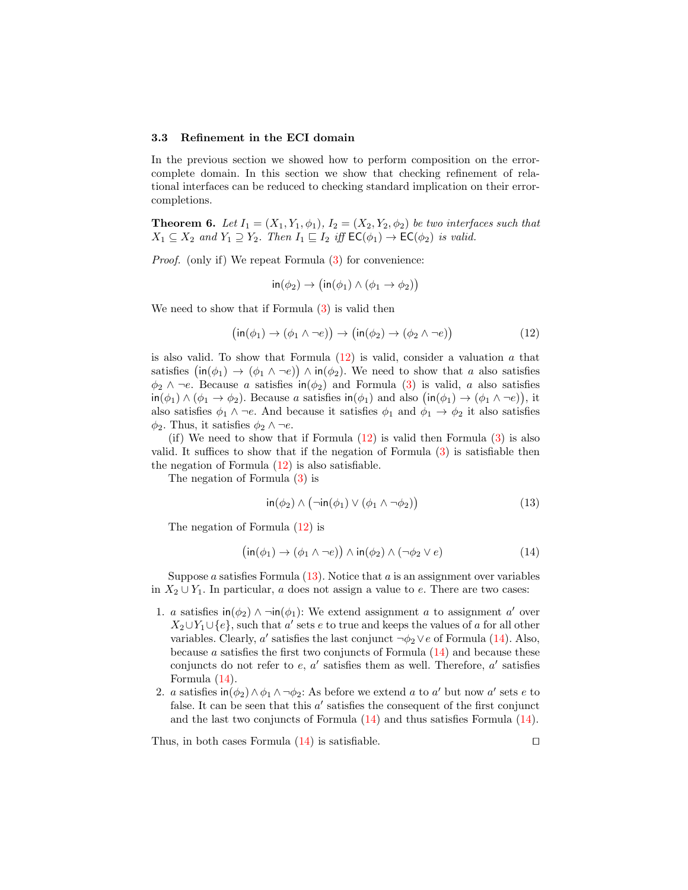### 3.3 Refinement in the ECI domain

In the previous section we showed how to perform composition on the error-complete domain. In this section we show that checking refinement of relational interfaces can be reduced to checking standard implication on their error-completions.

**Theorem 6.** *Let $I_1 = (X_1, Y_1, \phi_1)$, $I_2 = (X_2, Y_2, \phi_2)$ be two interfaces such that $X_1 \subseteq X_2$ and $Y_1 \supseteq Y_2$. Then $I_1 \sqsubseteq I_2$ iff $\mathsf{EC}(\phi_1) \rightarrow \mathsf{EC}(\phi_2)$ is valid.*

*Proof.* (only if) We repeat Formula (3) for convenience:

$$\mathsf{in}(\phi_2) \rightarrow \big(\mathsf{in}(\phi_1) \wedge (\phi_1 \rightarrow \phi_2)\big)$$

We need to show that if Formula (3) is valid then

$$\big(\mathsf{in}(\phi_1) \rightarrow (\phi_1 \wedge \neg e)\big) \rightarrow \big(\mathsf{in}(\phi_2) \rightarrow (\phi_2 \wedge \neg e)\big) \tag{12}$$

is also valid. To show that Formula (12) is valid, consider a valuation $a$ that satisfies $\big(\mathsf{in}(\phi_1) \rightarrow (\phi_1 \wedge \neg e)\big) \wedge \mathsf{in}(\phi_2)$. We need to show that $a$ also satisfies $\phi_2 \wedge \neg e$. Because $a$ satisfies $\mathsf{in}(\phi_2)$ and Formula (3) is valid, $a$ also satisfies $\mathsf{in}(\phi_1) \wedge (\phi_1 \rightarrow \phi_2)$. Because $a$ satisfies $\mathsf{in}(\phi_1)$ and also $\big(\mathsf{in}(\phi_1) \rightarrow (\phi_1 \wedge \neg e)\big)$, it also satisfies $\phi_1 \wedge \neg e$. And because it satisfies $\phi_1$ and $\phi_1 \rightarrow \phi_2$ it also satisfies $\phi_2$. Thus, it satisfies $\phi_2 \wedge \neg e$.

(if) We need to show that if Formula (12) is valid then Formula (3) is also valid. It suffices to show that if the negation of Formula (3) is satisfiable then the negation of Formula (12) is also satisfiable.

The negation of Formula (3) is

$$\mathsf{in}(\phi_2) \wedge \big(\neg\mathsf{in}(\phi_1) \vee (\phi_1 \wedge \neg\phi_2)\big) \tag{13}$$

The negation of Formula (12) is

$$\big(\mathsf{in}(\phi_1) \rightarrow (\phi_1 \wedge \neg e)\big) \wedge \mathsf{in}(\phi_2) \wedge (\neg\phi_2 \vee e) \tag{14}$$

Suppose $a$ satisfies Formula (13). Notice that $a$ is an assignment over variables in $X_2 \cup Y_1$. In particular, $a$ does not assign a value to $e$. There are two cases:

1. $a$ satisfies $\mathsf{in}(\phi_2) \wedge \neg\mathsf{in}(\phi_1)$: We extend assignment $a$ to assignment $a'$ over $X_2 \cup Y_1 \cup \{e\}$, such that $a'$ sets $e$ to true and keeps the values of $a$ for all other variables. Clearly, $a'$ satisfies the last conjunct $\neg\phi_2 \vee e$ of Formula (14). Also, because $a$ satisfies the first two conjuncts of Formula (14) and because these conjuncts do not refer to $e$, $a'$ satisfies them as well. Therefore, $a'$ satisfies Formula (14).
2. $a$ satisfies $\mathsf{in}(\phi_2) \wedge \phi_1 \wedge \neg\phi_2$: As before we extend $a$ to $a'$ but now $a'$ sets $e$ to false. It can be seen that this $a'$ satisfies the consequent of the first conjunct and the last two conjuncts of Formula (14) and thus satisfies Formula (14).

Thus, in both cases Formula (14) is satisfiable. $\square$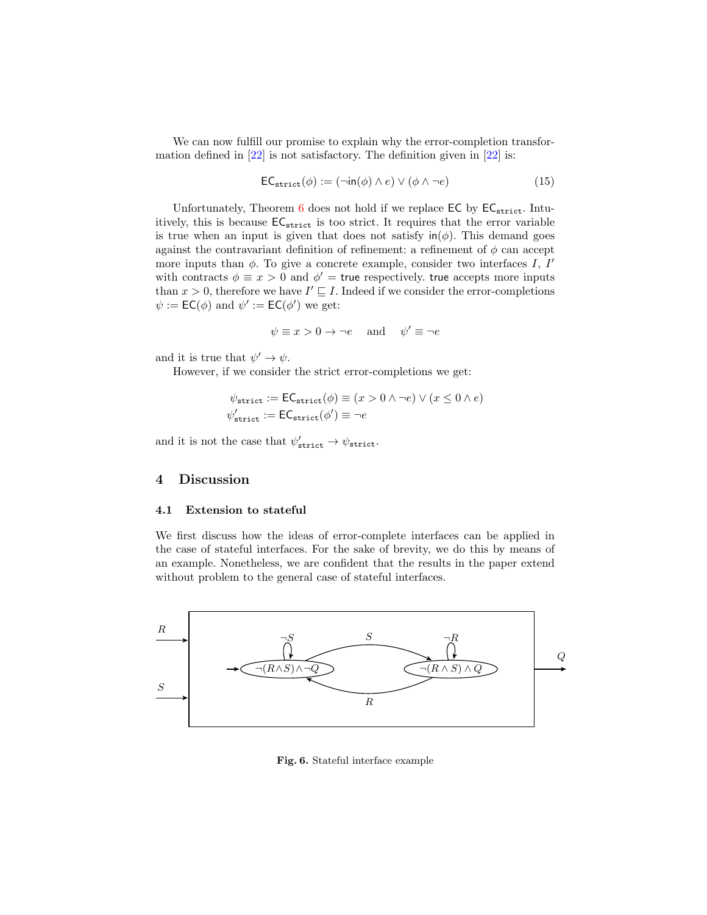We can now fulfill our promise to explain why the error-completion transformation defined in [22] is not satisfactory. The definition given in [22] is:

$$\mathsf{EC}_{\mathtt{strict}}(\phi) := (\neg \mathsf{in}(\phi) \wedge e) \vee (\phi \wedge \neg e) \tag{15}$$

Unfortunately, Theorem 6 does not hold if we replace $\mathsf{EC}$ by $\mathsf{EC}_{\mathtt{strict}}$. Intuitively, this is because $\mathsf{EC}_{\mathtt{strict}}$ is too strict. It requires that the error variable is true when an input is given that does not satisfy $\mathsf{in}(\phi)$. This demand goes against the contravariant definition of refinement: a refinement of $\phi$ can accept more inputs than $\phi$. To give a concrete example, consider two interfaces $I$, $I'$ with contracts $\phi \equiv x > 0$ and $\phi' = \mathsf{true}$ respectively. $\mathsf{true}$ accepts more inputs than $x > 0$, therefore we have $I' \sqsubseteq I$. Indeed if we consider the error-completions $\psi := \mathsf{EC}(\phi)$ and $\psi' := \mathsf{EC}(\phi')$ we get:

$$\psi \equiv x > 0 \rightarrow \neg e \quad \text{and} \quad \psi' \equiv \neg e$$

and it is true that $\psi' \rightarrow \psi$.

However, if we consider the strict error-completions we get:

$$\psi_{\mathtt{strict}} := \mathsf{EC}_{\mathtt{strict}}(\phi) \equiv (x > 0 \wedge \neg e) \vee (x \leq 0 \wedge e)$$
$$\psi'_{\mathtt{strict}} := \mathsf{EC}_{\mathtt{strict}}(\phi') \equiv \neg e$$

and it is not the case that $\psi'_{\mathtt{strict}} \rightarrow \psi_{\mathtt{strict}}$.

## 4 Discussion

### 4.1 Extension to stateful

We first discuss how the ideas of error-complete interfaces can be applied in the case of stateful interfaces. For the sake of brevity, we do this by means of an example. Nonetheless, we are confident that the results in the paper extend without problem to the general case of stateful interfaces.

**Fig. 6.** Stateful interface example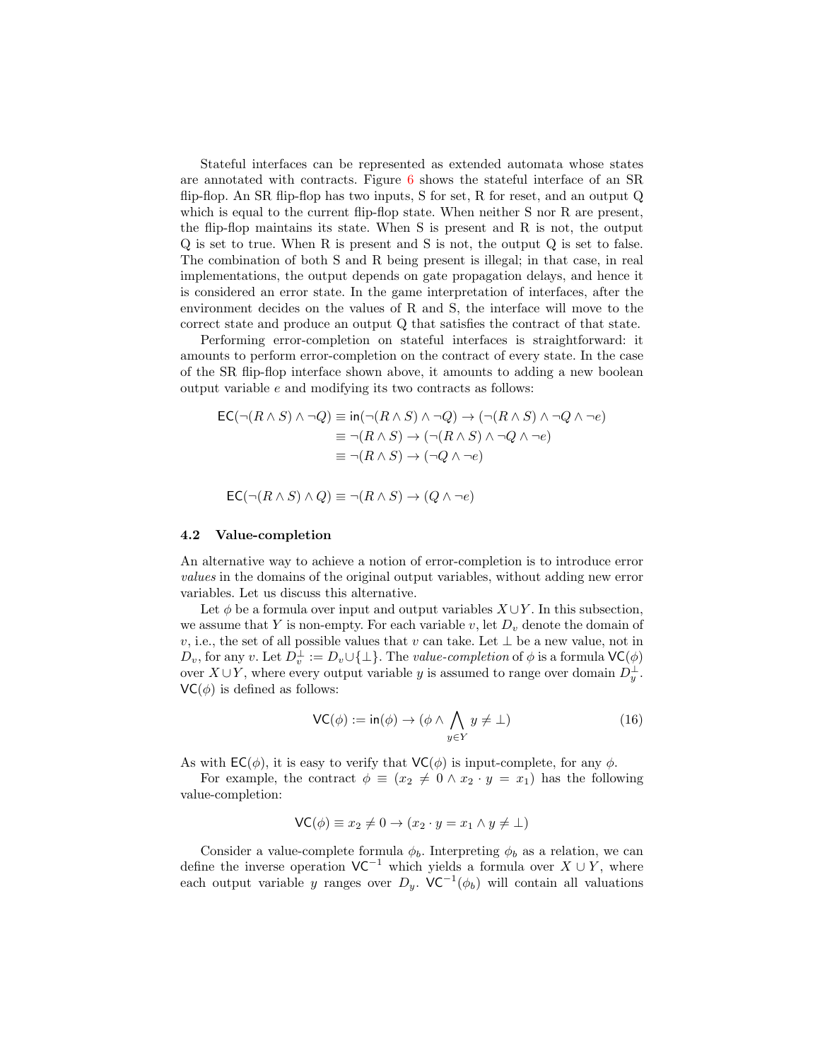Stateful interfaces can be represented as extended automata whose states are annotated with contracts. Figure 6 shows the stateful interface of an SR flip-flop. An SR flip-flop has two inputs, S for set, R for reset, and an output Q which is equal to the current flip-flop state. When neither S nor R are present, the flip-flop maintains its state. When S is present and R is not, the output Q is set to true. When R is present and S is not, the output Q is set to false. The combination of both S and R being present is illegal; in that case, in real implementations, the output depends on gate propagation delays, and hence it is considered an error state. In the game interpretation of interfaces, after the environment decides on the values of R and S, the interface will move to the correct state and produce an output Q that satisfies the contract of that state.

Performing error-completion on stateful interfaces is straightforward: it amounts to perform error-completion on the contract of every state. In the case of the SR flip-flop interface shown above, it amounts to adding a new boolean output variable $e$ and modifying its two contracts as follows:

$$\begin{aligned}
\mathsf{EC}(\neg(R \wedge S) \wedge \neg Q) &\equiv \mathsf{in}(\neg(R \wedge S) \wedge \neg Q) \rightarrow (\neg(R \wedge S) \wedge \neg Q \wedge \neg e) \\
&\equiv \neg(R \wedge S) \rightarrow (\neg(R \wedge S) \wedge \neg Q \wedge \neg e) \\
&\equiv \neg(R \wedge S) \rightarrow (\neg Q \wedge \neg e)
\end{aligned}$$

$$\mathsf{EC}(\neg(R \wedge S) \wedge Q) \equiv \neg(R \wedge S) \rightarrow (Q \wedge \neg e)$$

### 4.2 Value-completion

An alternative way to achieve a notion of error-completion is to introduce error *values* in the domains of the original output variables, without adding new error variables. Let us discuss this alternative.

Let $\phi$ be a formula over input and output variables $X \cup Y$. In this subsection, we assume that $Y$ is non-empty. For each variable $v$, let $D_v$ denote the domain of $v$, i.e., the set of all possible values that $v$ can take. Let $\bot$ be a new value, not in $D_v$, for any $v$. Let $D_v^\bot := D_v \cup \{\bot\}$. The *value-completion* of $\phi$ is a formula $\mathsf{VC}(\phi)$ over $X \cup Y$, where every output variable $y$ is assumed to range over domain $D_y^\bot$. $\mathsf{VC}(\phi)$ is defined as follows:

$$\mathsf{VC}(\phi) := \mathsf{in}(\phi) \rightarrow (\phi \wedge \bigwedge_{y \in Y} y \neq \bot) \tag{16}$$

As with $\mathsf{EC}(\phi)$, it is easy to verify that $\mathsf{VC}(\phi)$ is input-complete, for any $\phi$.

For example, the contract $\phi \equiv (x_2 \neq 0 \wedge x_2 \cdot y = x_1)$ has the following value-completion:

$$\mathsf{VC}(\phi) \equiv x_2 \neq 0 \rightarrow (x_2 \cdot y = x_1 \wedge y \neq \bot)$$

Consider a value-complete formula $\phi_b$. Interpreting $\phi_b$ as a relation, we can define the inverse operation $\mathsf{VC}^{-1}$ which yields a formula over $X \cup Y$, where each output variable $y$ ranges over $D_y$. $\mathsf{VC}^{-1}(\phi_b)$ will contain all valuations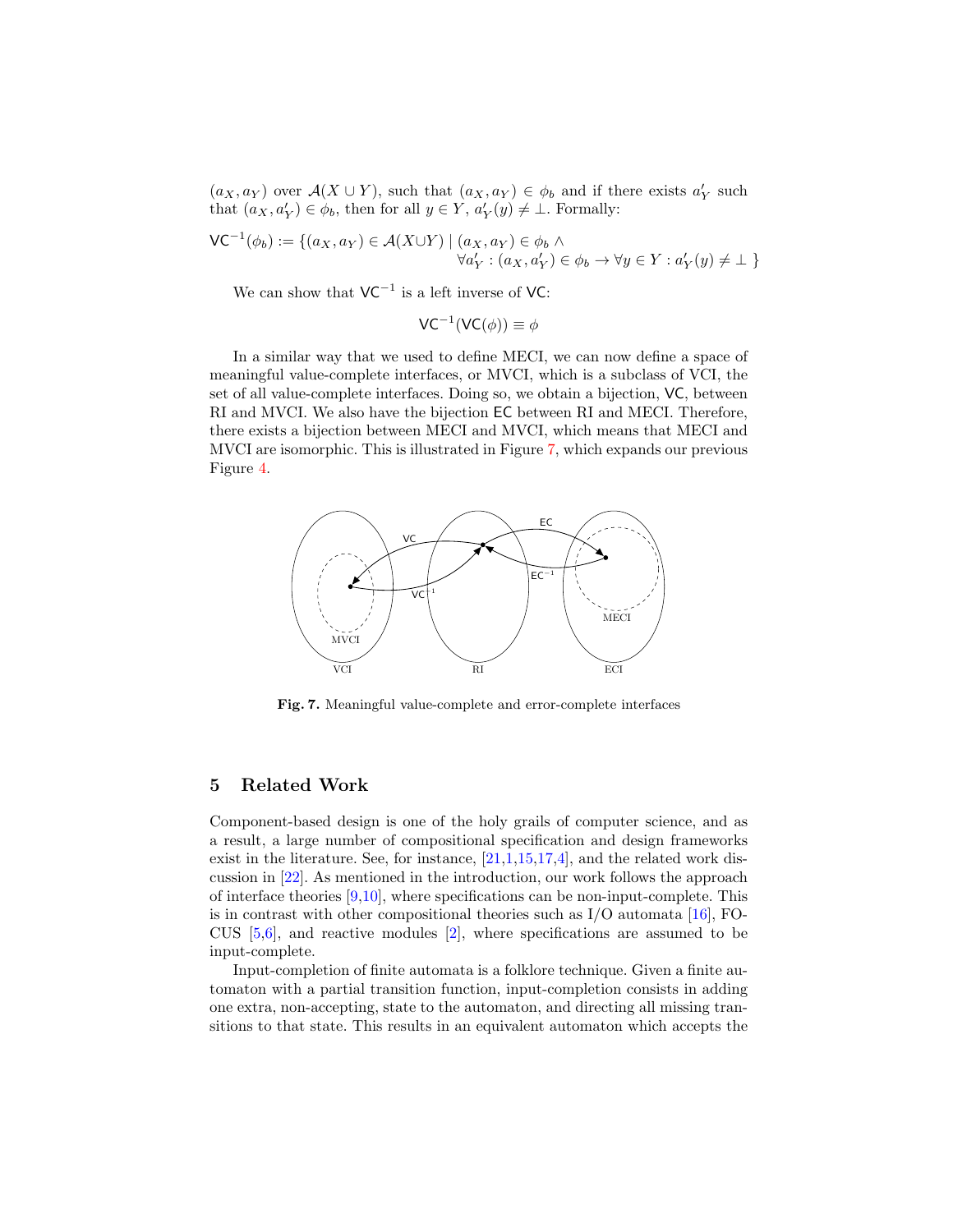$(a_X, a_Y)$ over $\mathcal{A}(X \cup Y)$, such that $(a_X, a_Y) \in \phi_b$ and if there exists $a'_Y$ such that $(a_X, a'_Y) \in \phi_b$, then for all $y \in Y$, $a'_Y(y) \neq \bot$. Formally:

$$\mathsf{VC}^{-1}(\phi_b) := \{(a_X, a_Y) \in \mathcal{A}(X \cup Y) \mid (a_X, a_Y) \in \phi_b \land \forall a'_Y : (a_X, a'_Y) \in \phi_b \rightarrow \forall y \in Y : a'_Y(y) \neq \bot \}$$

We can show that $\mathsf{VC}^{-1}$ is a left inverse of $\mathsf{VC}$:

$$\mathsf{VC}^{-1}(\mathsf{VC}(\phi)) \equiv \phi$$

In a similar way that we used to define MECI, we can now define a space of meaningful value-complete interfaces, or MVCI, which is a subclass of VCI, the set of all value-complete interfaces. Doing so, we obtain a bijection, $\mathsf{VC}$, between RI and MVCI. We also have the bijection $\mathsf{EC}$ between RI and MECI. Therefore, there exists a bijection between MECI and MVCI, which means that MECI and MVCI are isomorphic. This is illustrated in Figure 7, which expands our previous Figure 4.

**Fig. 7.** Meaningful value-complete and error-complete interfaces

## 5 Related Work

Component-based design is one of the holy grails of computer science, and as a result, a large number of compositional specification and design frameworks exist in the literature. See, for instance, [21,1,15,17,4], and the related work discussion in [22]. As mentioned in the introduction, our work follows the approach of interface theories [9,10], where specifications can be non-input-complete. This is in contrast with other compositional theories such as I/O automata [16], FOCUS [5,6], and reactive modules [2], where specifications are assumed to be input-complete.

Input-completion of finite automata is a folklore technique. Given a finite automaton with a partial transition function, input-completion consists in adding one extra, non-accepting, state to the automaton, and directing all missing transitions to that state. This results in an equivalent automaton which accepts the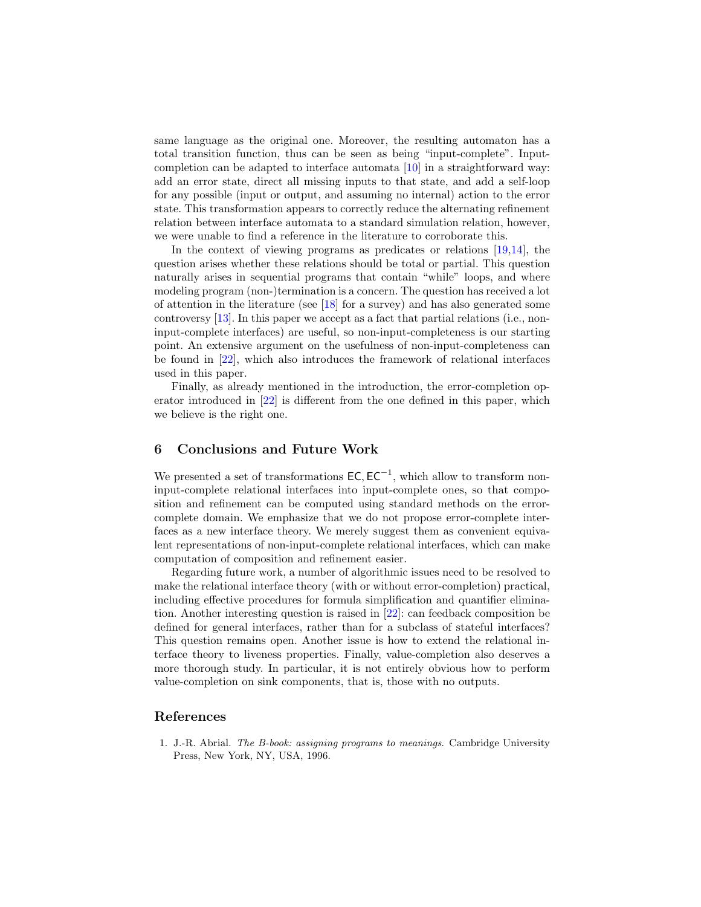same language as the original one. Moreover, the resulting automaton has a total transition function, thus can be seen as being "input-complete". Input-completion can be adapted to interface automata [10] in a straightforward way: add an error state, direct all missing inputs to that state, and add a self-loop for any possible (input or output, and assuming no internal) action to the error state. This transformation appears to correctly reduce the alternating refinement relation between interface automata to a standard simulation relation, however, we were unable to find a reference in the literature to corroborate this.

In the context of viewing programs as predicates or relations [19,14], the question arises whether these relations should be total or partial. This question naturally arises in sequential programs that contain "while" loops, and where modeling program (non-)termination is a concern. The question has received a lot of attention in the literature (see [18] for a survey) and has also generated some controversy [13]. In this paper we accept as a fact that partial relations (i.e., non-input-complete interfaces) are useful, so non-input-completeness is our starting point. An extensive argument on the usefulness of non-input-completeness can be found in [22], which also introduces the framework of relational interfaces used in this paper.

Finally, as already mentioned in the introduction, the error-completion operator introduced in [22] is different from the one defined in this paper, which we believe is the right one.

## 6 Conclusions and Future Work

We presented a set of transformations $\mathsf{EC}, \mathsf{EC}^{-1}$, which allow to transform non-input-complete relational interfaces into input-complete ones, so that composition and refinement can be computed using standard methods on the error-complete domain. We emphasize that we do not propose error-complete interfaces as a new interface theory. We merely suggest them as convenient equivalent representations of non-input-complete relational interfaces, which can make computation of composition and refinement easier.

Regarding future work, a number of algorithmic issues need to be resolved to make the relational interface theory (with or without error-completion) practical, including effective procedures for formula simplification and quantifier elimination. Another interesting question is raised in [22]: can feedback composition be defined for general interfaces, rather than for a subclass of stateful interfaces? This question remains open. Another issue is how to extend the relational interface theory to liveness properties. Finally, value-completion also deserves a more thorough study. In particular, it is not entirely obvious how to perform value-completion on sink components, that is, those with no outputs.

## References

1. J.-R. Abrial. *The B-book: assigning programs to meanings*. Cambridge University Press, New York, NY, USA, 1996.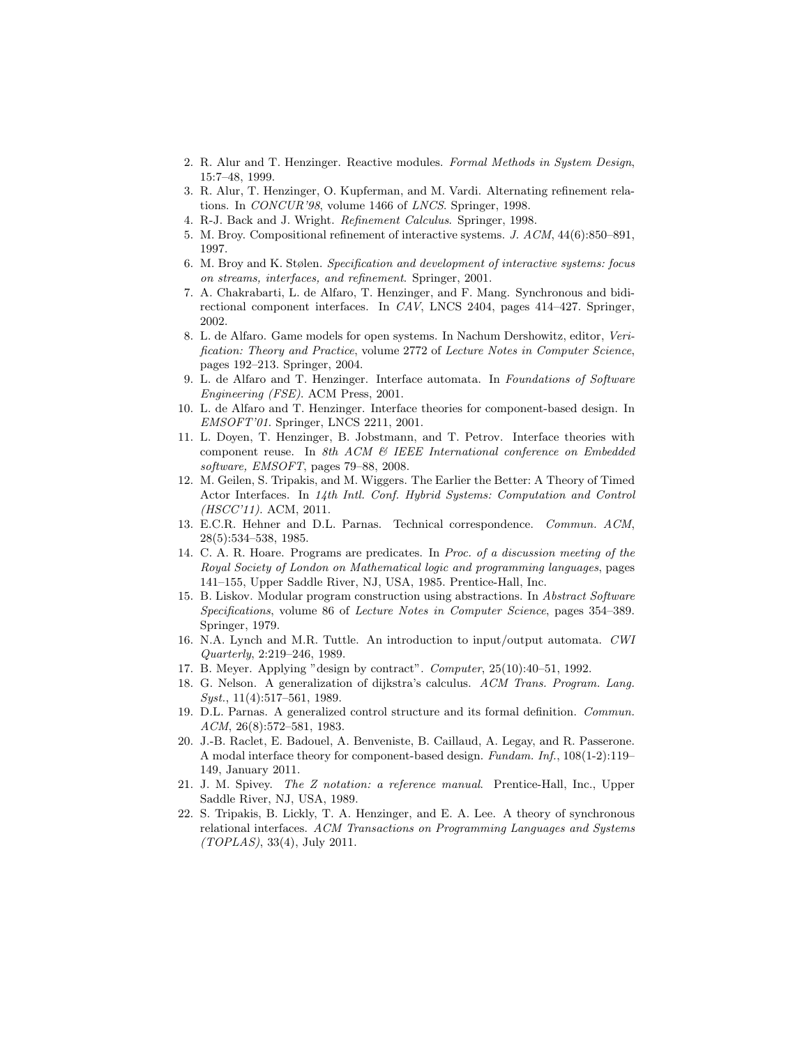2. R. Alur and T. Henzinger. Reactive modules. *Formal Methods in System Design*, 15:7–48, 1999.
3. R. Alur, T. Henzinger, O. Kupferman, and M. Vardi. Alternating refinement relations. In *CONCUR'98*, volume 1466 of *LNCS*. Springer, 1998.
4. R-J. Back and J. Wright. *Refinement Calculus*. Springer, 1998.
5. M. Broy. Compositional refinement of interactive systems. *J. ACM*, 44(6):850–891, 1997.
6. M. Broy and K. Stølen. *Specification and development of interactive systems: focus on streams, interfaces, and refinement*. Springer, 2001.
7. A. Chakrabarti, L. de Alfaro, T. Henzinger, and F. Mang. Synchronous and bidirectional component interfaces. In *CAV*, LNCS 2404, pages 414–427. Springer, 2002.
8. L. de Alfaro. Game models for open systems. In Nachum Dershowitz, editor, *Verification: Theory and Practice*, volume 2772 of *Lecture Notes in Computer Science*, pages 192–213. Springer, 2004.
9. L. de Alfaro and T. Henzinger. Interface automata. In *Foundations of Software Engineering (FSE)*. ACM Press, 2001.
10. L. de Alfaro and T. Henzinger. Interface theories for component-based design. In *EMSOFT'01*. Springer, LNCS 2211, 2001.
11. L. Doyen, T. Henzinger, B. Jobstmann, and T. Petrov. Interface theories with component reuse. In *8th ACM & IEEE International conference on Embedded software, EMSOFT*, pages 79–88, 2008.
12. M. Geilen, S. Tripakis, and M. Wiggers. The Earlier the Better: A Theory of Timed Actor Interfaces. In *14th Intl. Conf. Hybrid Systems: Computation and Control (HSCC'11)*. ACM, 2011.
13. E.C.R. Hehner and D.L. Parnas. Technical correspondence. *Commun. ACM*, 28(5):534–538, 1985.
14. C. A. R. Hoare. Programs are predicates. In *Proc. of a discussion meeting of the Royal Society of London on Mathematical logic and programming languages*, pages 141–155, Upper Saddle River, NJ, USA, 1985. Prentice-Hall, Inc.
15. B. Liskov. Modular program construction using abstractions. In *Abstract Software Specifications*, volume 86 of *Lecture Notes in Computer Science*, pages 354–389. Springer, 1979.
16. N.A. Lynch and M.R. Tuttle. An introduction to input/output automata. *CWI Quarterly*, 2:219–246, 1989.
17. B. Meyer. Applying "design by contract". *Computer*, 25(10):40–51, 1992.
18. G. Nelson. A generalization of dijkstra's calculus. *ACM Trans. Program. Lang. Syst.*, 11(4):517–561, 1989.
19. D.L. Parnas. A generalized control structure and its formal definition. *Commun. ACM*, 26(8):572–581, 1983.
20. J.-B. Raclet, E. Badouel, A. Benveniste, B. Caillaud, A. Legay, and R. Passerone. A modal interface theory for component-based design. *Fundam. Inf.*, 108(1-2):119–149, January 2011.
21. J. M. Spivey. *The Z notation: a reference manual*. Prentice-Hall, Inc., Upper Saddle River, NJ, USA, 1989.
22. S. Tripakis, B. Lickly, T. A. Henzinger, and E. A. Lee. A theory of synchronous relational interfaces. *ACM Transactions on Programming Languages and Systems (TOPLAS)*, 33(4), July 2011.